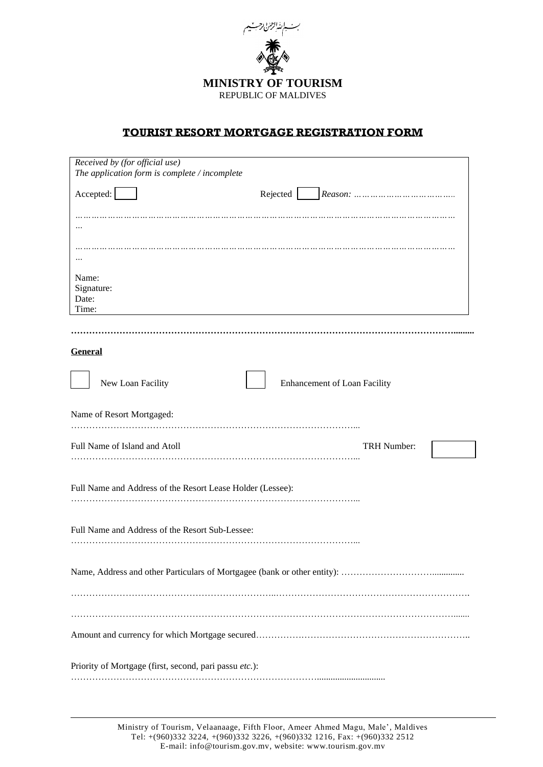بسم الله الرحمن الرحيم

**MINISTRY OF TOURISM**
REPUBLIC OF MALDIVES

# TOURIST RESORT MORTGAGE REGISTRATION FORM

*Received by (for official use)*
*The application form is complete / incomplete*

Accepted: ☐ Rejected ☐ *Reason: ……………………………..*

…………………………………………………………………………………………………………………

…………………………………………………………………………………………………………………

Name:
Signature:
Date:
Time:

……………………………………………………………………………………………………………

**General**

☐ New Loan Facility ☐ Enhancement of Loan Facility

Name of Resort Mortgaged:
………………………………………………………………………………...

Full Name of Island and Atoll TRH Number: ☐
………………………………………………………………………………...

Full Name and Address of the Resort Lease Holder (Lessee):
………………………………………………………………………………...

Full Name and Address of the Resort Sub-Lessee:
………………………………………………………………………………...

Name, Address and other Particulars of Mortgagee (bank or other entity): …………………………..............

…………………………………………………………..……………………………………………………….

……………………………………………………………………………………………………………........

Amount and currency for which Mortgage secured……………………………………………………………..

Priority of Mortgage (first, second, pari passu *etc.*):
……………………………………………………………………………..............................

Ministry of Tourism, Velaanaage, Fifth Floor, Ameer Ahmed Magu, Male', Maldives
Tel: +(960)332 3224, +(960)332 3226, +(960)332 1216, Fax: +(960)332 2512
E-mail: info@tourism.gov.mv, website: www.tourism.gov.mv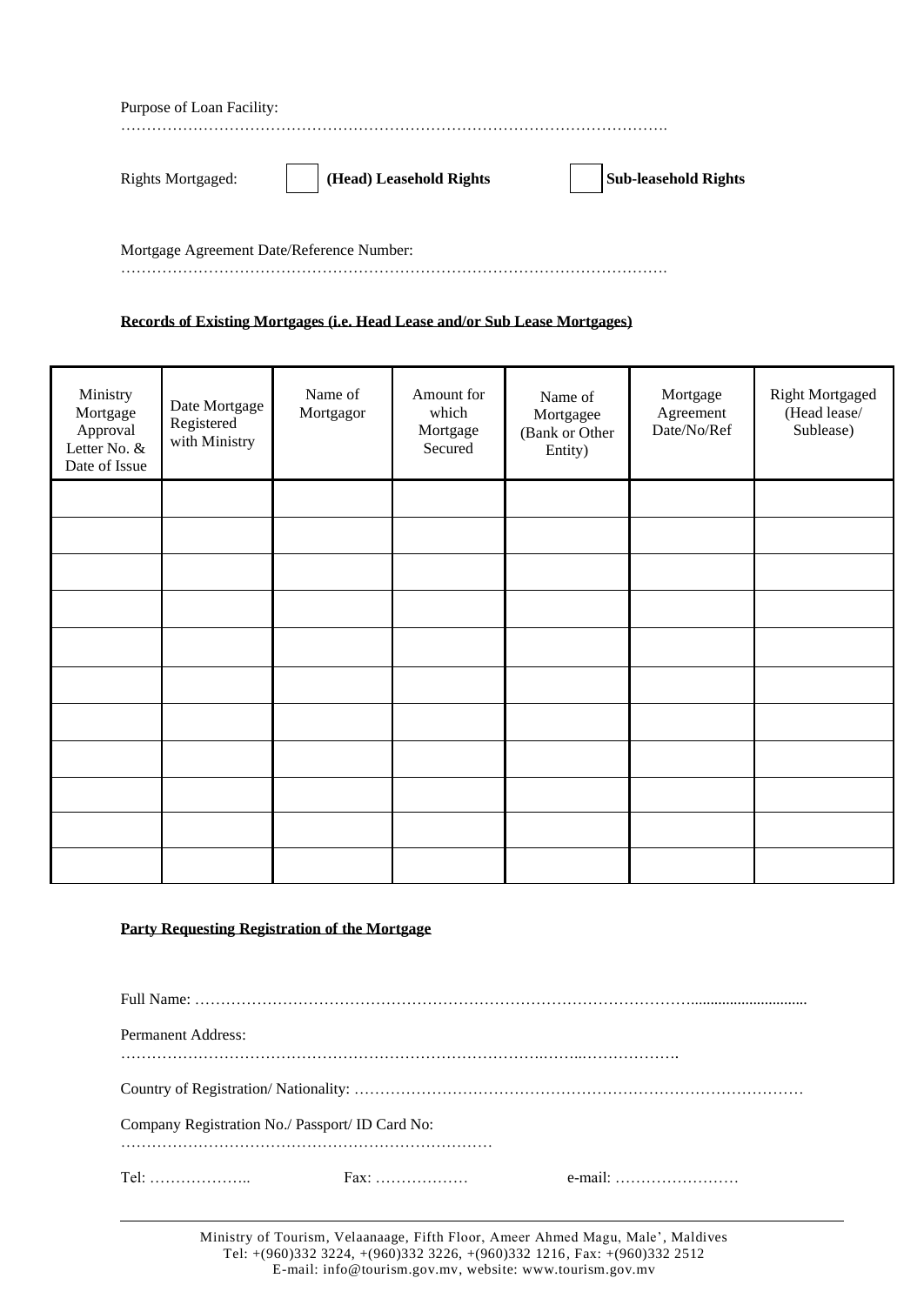Purpose of Loan Facility:
………………………………………………………………………………………….

Rights Mortgaged: ☐ **(Head) Leasehold Rights** ☐ **Sub-leasehold Rights**

Mortgage Agreement Date/Reference Number:
………………………………………………………………………………………….

**Records of Existing Mortgages (i.e. Head Lease and/or Sub Lease Mortgages)**

| Ministry Mortgage Approval Letter No. & Date of Issue | Date Mortgage Registered with Ministry | Name of Mortgagor | Amount for which Mortgage Secured | Name of Mortgagee (Bank or Other Entity) | Mortgage Agreement Date/No/Ref | Right Mortgaged (Head lease/ Sublease) |
|---|---|---|---|---|---|---|
| | | | | | | |
| | | | | | | |
| | | | | | | |
| | | | | | | |
| | | | | | | |
| | | | | | | |
| | | | | | | |
| | | | | | | |
| | | | | | | |
| | | | | | | |
| | | | | | | |

**Party Requesting Registration of the Mortgage**

Full Name: ……………………………………………………………………………………….............................

Permanent Address:
…………………………………………………………………….……..……………….

Country of Registration/ Nationality: ……………………………………………………………………………

Company Registration No./ Passport/ ID Card No:
……………………………………………………………

Tel: ……………….. Fax: ……………… e-mail: ……………………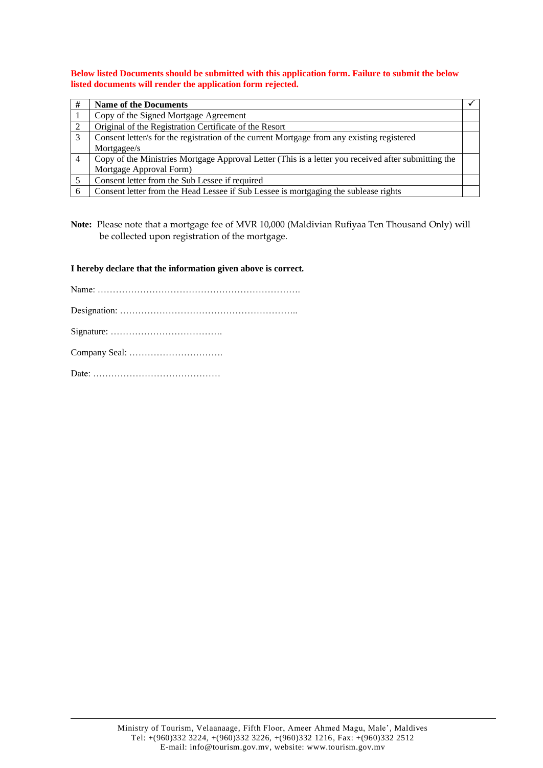**Below listed Documents should be submitted with this application form. Failure to submit the below listed documents will render the application form rejected.**

| # | Name of the Documents | ✓ |
|---|---|---|
| 1 | Copy of the Signed Mortgage Agreement | |
| 2 | Original of the Registration Certificate of the Resort | |
| 3 | Consent letter/s for the registration of the current Mortgage from any existing registered Mortgagee/s | |
| 4 | Copy of the Ministries Mortgage Approval Letter (This is a letter you received after submitting the Mortgage Approval Form) | |
| 5 | Consent letter from the Sub Lessee if required | |
| 6 | Consent letter from the Head Lessee if Sub Lessee is mortgaging the sublease rights | |

**Note:** Please note that a mortgage fee of MVR 10,000 (Maldivian Rufiyaa Ten Thousand Only) will be collected upon registration of the mortgage.

**I hereby declare that the information given above is correct.**

Name: ………………………………………………………….

Designation: …………………………………………………..

Signature: ……………………………….

Company Seal: ………………………….

Date: ……………………………………

Ministry of Tourism, Velaanaage, Fifth Floor, Ameer Ahmed Magu, Male', Maldives
Tel: +(960)332 3224, +(960)332 3226, +(960)332 1216, Fax: +(960)332 2512
E-mail: info@tourism.gov.mv, website: www.tourism.gov.mv